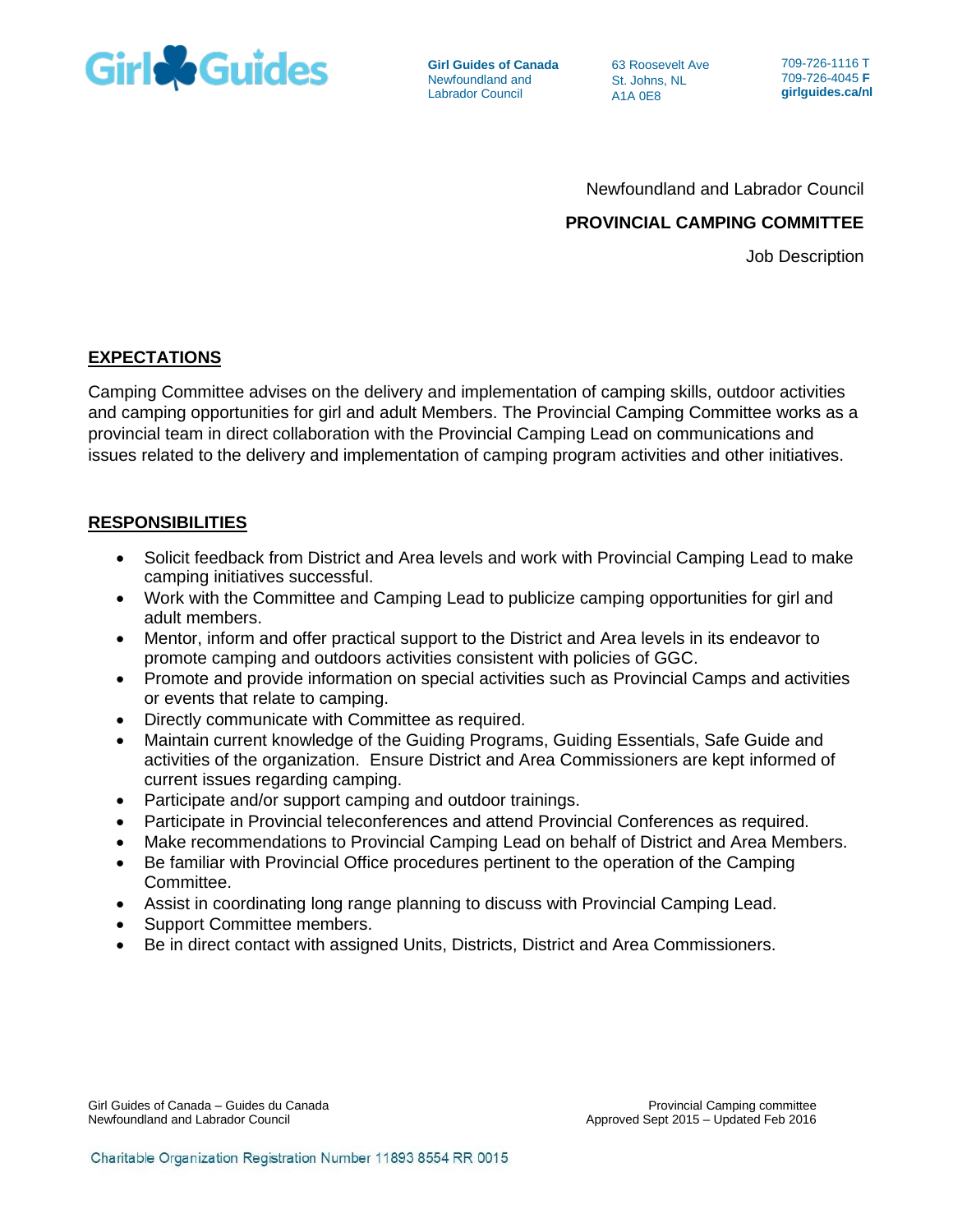Newfoundland and Labrador Council

**PROVINCIAL CAMPING COMMITTEE**

Job Description

## EXPECTATIONS

Camping Committee advises on the delivery and implementation of camping skills, outdoor activities and camping opportunities for girl and adult Members. The Provincial Camping Committee works as a provincial team in direct collaboration with the Provincial Camping Lead on communications and issues related to the delivery and implementation of camping program activities and other initiatives.

## RESPONSIBILITIES

- Solicit feedback from District and Area levels and work with Provincial Camping Lead to make camping initiatives successful.
- Work with the Committee and Camping Lead to publicize camping opportunities for girl and adult members.
- Mentor, inform and offer practical support to the District and Area levels in its endeavor to promote camping and outdoors activities consistent with policies of GGC.
- Promote and provide information on special activities such as Provincial Camps and activities or events that relate to camping.
- Directly communicate with Committee as required.
- Maintain current knowledge of the Guiding Programs, Guiding Essentials, Safe Guide and activities of the organization. Ensure District and Area Commissioners are kept informed of current issues regarding camping.
- Participate and/or support camping and outdoor trainings.
- Participate in Provincial teleconferences and attend Provincial Conferences as required.
- Make recommendations to Provincial Camping Lead on behalf of District and Area Members.
- Be familiar with Provincial Office procedures pertinent to the operation of the Camping Committee.
- Assist in coordinating long range planning to discuss with Provincial Camping Lead.
- Support Committee members.
- Be in direct contact with assigned Units, Districts, District and Area Commissioners.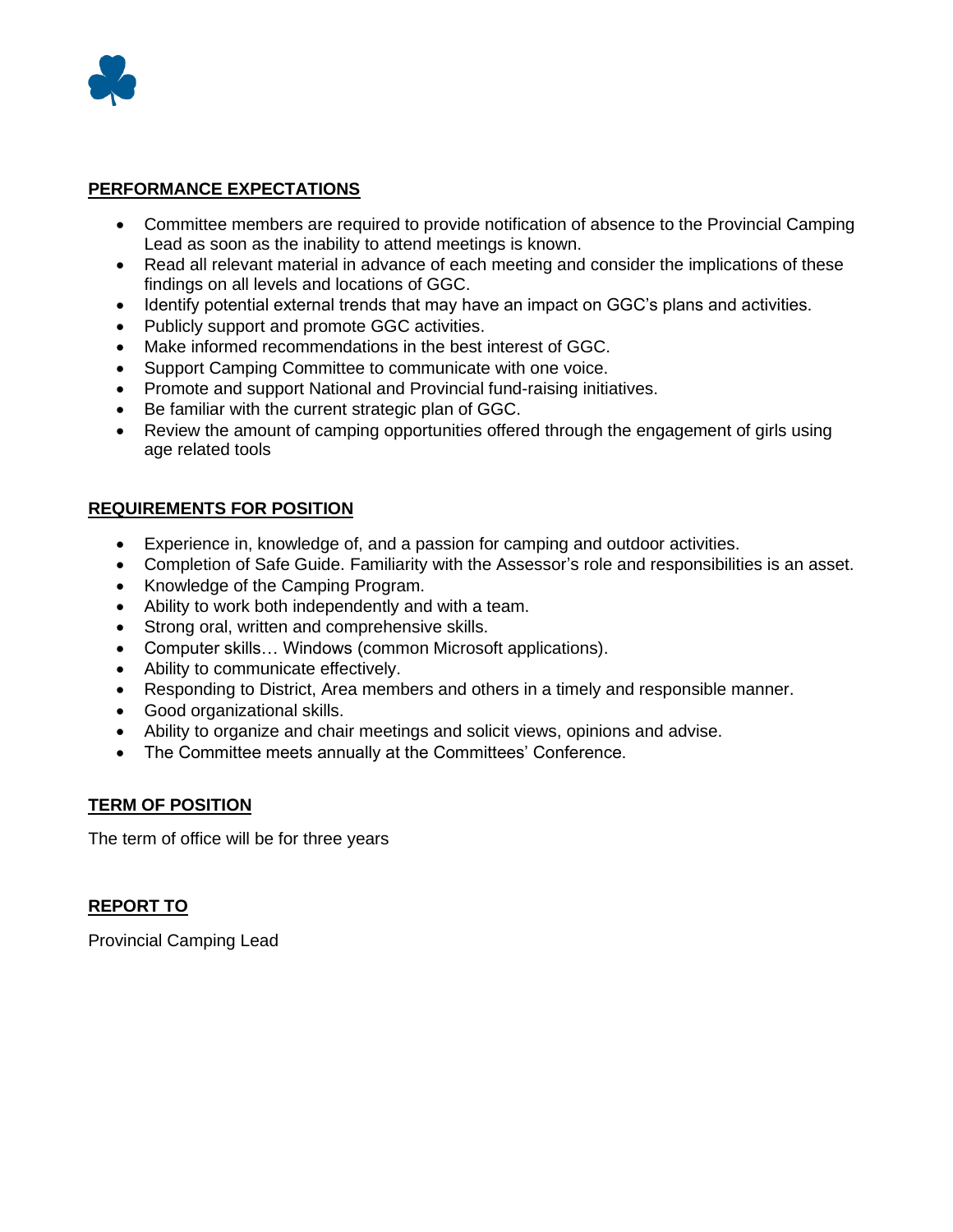## PERFORMANCE EXPECTATIONS

- Committee members are required to provide notification of absence to the Provincial Camping Lead as soon as the inability to attend meetings is known.
- Read all relevant material in advance of each meeting and consider the implications of these findings on all levels and locations of GGC.
- Identify potential external trends that may have an impact on GGC's plans and activities.
- Publicly support and promote GGC activities.
- Make informed recommendations in the best interest of GGC.
- Support Camping Committee to communicate with one voice.
- Promote and support National and Provincial fund-raising initiatives.
- Be familiar with the current strategic plan of GGC.
- Review the amount of camping opportunities offered through the engagement of girls using age related tools

## REQUIREMENTS FOR POSITION

- Experience in, knowledge of, and a passion for camping and outdoor activities.
- Completion of Safe Guide. Familiarity with the Assessor's role and responsibilities is an asset.
- Knowledge of the Camping Program.
- Ability to work both independently and with a team.
- Strong oral, written and comprehensive skills.
- Computer skills… Windows (common Microsoft applications).
- Ability to communicate effectively.
- Responding to District, Area members and others in a timely and responsible manner.
- Good organizational skills.
- Ability to organize and chair meetings and solicit views, opinions and advise.
- The Committee meets annually at the Committees' Conference.

## TERM OF POSITION

The term of office will be for three years

## REPORT TO

Provincial Camping Lead